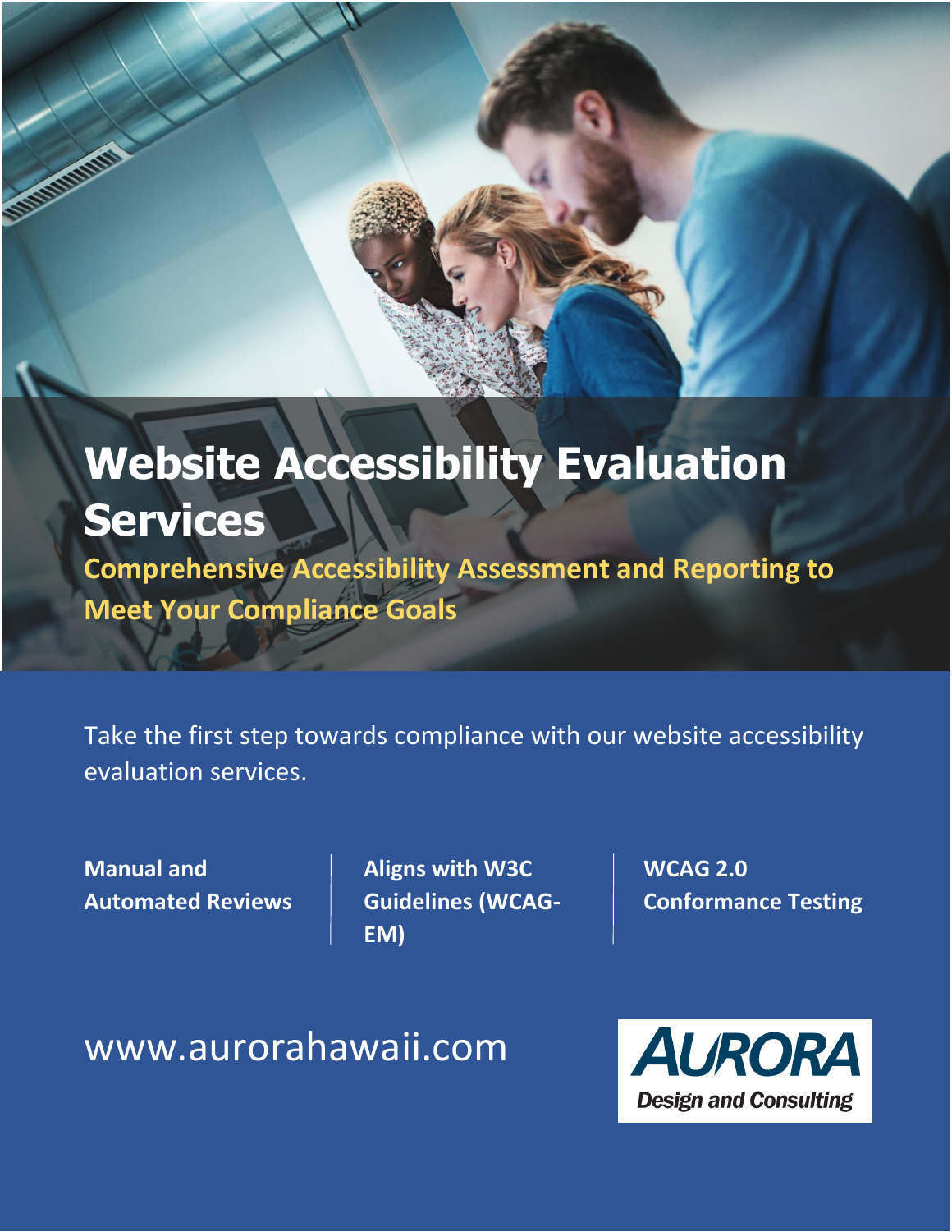# Website Accessibility Evaluation Services

## Comprehensive Accessibility Assessment and Reporting to Meet Your Compliance Goals

Take the first step towards compliance with our website accessibility evaluation services.

**Manual and Automated Reviews**

**Aligns with W3C Guidelines (WCAG-EM)**

**WCAG 2.0 Conformance Testing**

www.aurorahawaii.com

AURORA
Design and Consulting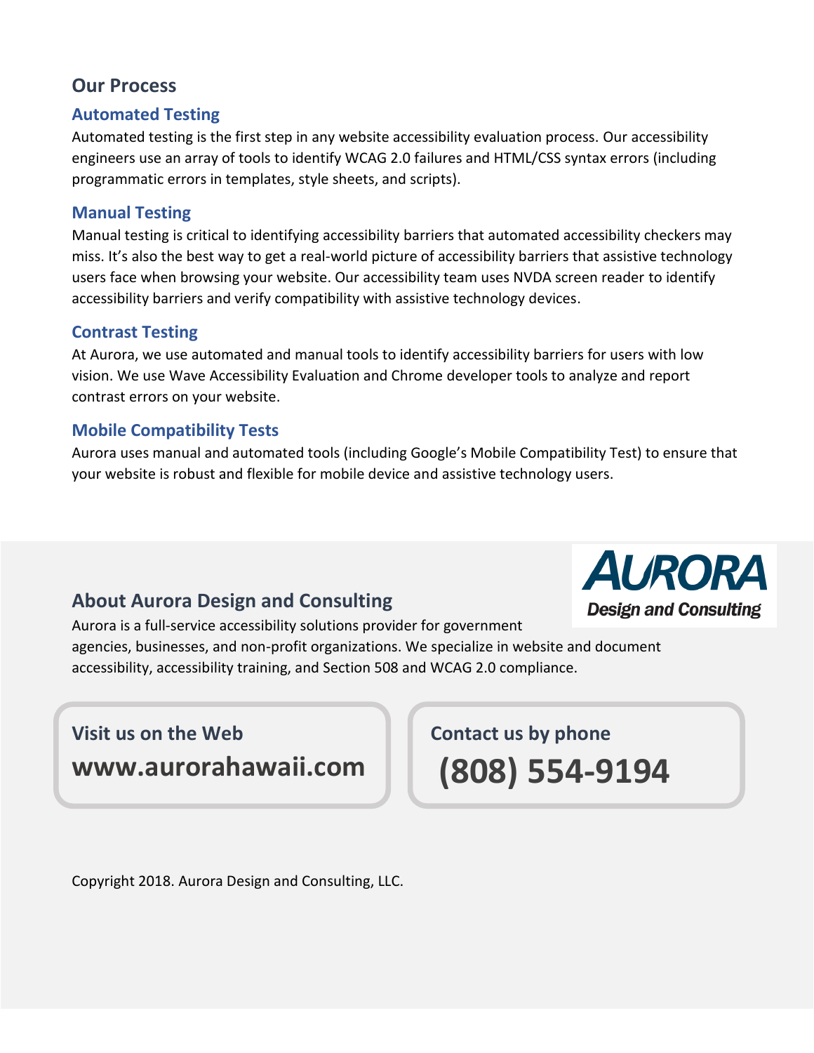## Our Process

### Automated Testing

Automated testing is the first step in any website accessibility evaluation process. Our accessibility engineers use an array of tools to identify WCAG 2.0 failures and HTML/CSS syntax errors (including programmatic errors in templates, style sheets, and scripts).

### Manual Testing

Manual testing is critical to identifying accessibility barriers that automated accessibility checkers may miss. It's also the best way to get a real-world picture of accessibility barriers that assistive technology users face when browsing your website. Our accessibility team uses NVDA screen reader to identify accessibility barriers and verify compatibility with assistive technology devices.

### Contrast Testing

At Aurora, we use automated and manual tools to identify accessibility barriers for users with low vision. We use Wave Accessibility Evaluation and Chrome developer tools to analyze and report contrast errors on your website.

### Mobile Compatibility Tests

Aurora uses manual and automated tools (including Google's Mobile Compatibility Test) to ensure that your website is robust and flexible for mobile device and assistive technology users.

## About Aurora Design and Consulting

AURORA
Design and Consulting

Aurora is a full-service accessibility solutions provider for government agencies, businesses, and non-profit organizations. We specialize in website and document accessibility, accessibility training, and Section 508 and WCAG 2.0 compliance.

**Visit us on the Web**

**www.aurorahawaii.com**

**Contact us by phone**

**(808) 554-9194**

Copyright 2018. Aurora Design and Consulting, LLC.